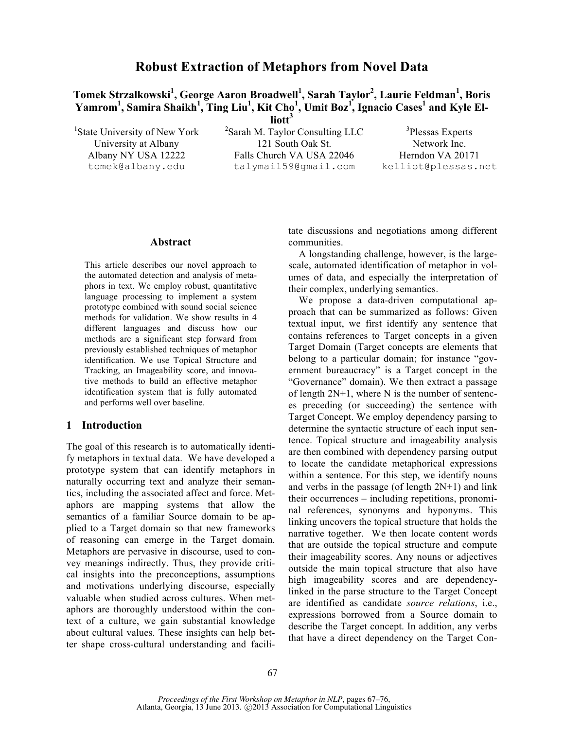# Robust Extraction of Metaphors from Novel Data

**Tomek Strzalkowski[1], George Aaron Broadwell[1], Sarah Taylor[2], Laurie Feldman[1], Boris Yamrom[1], Samira Shaikh[1], Ting Liu[1], Kit Cho[1], Umit Boz[1], Ignacio Cases[1] and Kyle Elliott[3]**

[1]State University of New York
University at Albany
Albany NY USA 12222
tomek@albany.edu

[2]Sarah M. Taylor Consulting LLC
121 South Oak St.
Falls Church VA USA 22046
talymail59@gmail.com

[3]Plessas Experts
Network Inc.
Herndon VA 20171
kelliot@plessas.net

### Abstract

This article describes our novel approach to the automated detection and analysis of metaphors in text. We employ robust, quantitative language processing to implement a system prototype combined with sound social science methods for validation. We show results in 4 different languages and discuss how our methods are a significant step forward from previously established techniques of metaphor identification. We use Topical Structure and Tracking, an Imageability score, and innovative methods to build an effective metaphor identification system that is fully automated and performs well over baseline.

## 1 Introduction

The goal of this research is to automatically identify metaphors in textual data. We have developed a prototype system that can identify metaphors in naturally occurring text and analyze their semantics, including the associated affect and force. Metaphors are mapping systems that allow the semantics of a familiar Source domain to be applied to a Target domain so that new frameworks of reasoning can emerge in the Target domain. Metaphors are pervasive in discourse, used to convey meanings indirectly. Thus, they provide critical insights into the preconceptions, assumptions and motivations underlying discourse, especially valuable when studied across cultures. When metaphors are thoroughly understood within the context of a culture, we gain substantial knowledge about cultural values. These insights can help better shape cross-cultural understanding and facilitate discussions and negotiations among different communities.

A longstanding challenge, however, is the large-scale, automated identification of metaphor in volumes of data, and especially the interpretation of their complex, underlying semantics.

We propose a data-driven computational approach that can be summarized as follows: Given textual input, we first identify any sentence that contains references to Target concepts in a given Target Domain (Target concepts are elements that belong to a particular domain; for instance "government bureaucracy" is a Target concept in the "Governance" domain). We then extract a passage of length 2N+1, where N is the number of sentences preceding (or succeeding) the sentence with Target Concept. We employ dependency parsing to determine the syntactic structure of each input sentence. Topical structure and imageability analysis are then combined with dependency parsing output to locate the candidate metaphorical expressions within a sentence. For this step, we identify nouns and verbs in the passage (of length 2N+1) and link their occurrences – including repetitions, pronominal references, synonyms and hyponyms. This linking uncovers the topical structure that holds the narrative together. We then locate content words that are outside the topical structure and compute their imageability scores. Any nouns or adjectives outside the main topical structure that also have high imageability scores and are dependency-linked in the parse structure to the Target Concept are identified as candidate *source relations*, i.e., expressions borrowed from a Source domain to describe the Target concept. In addition, any verbs that have a direct dependency on the Target Con-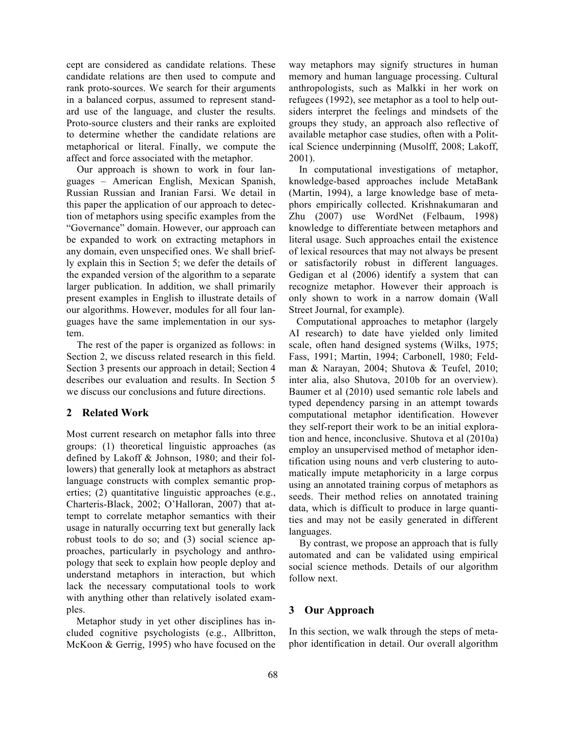cept are considered as candidate relations. These candidate relations are then used to compute and rank proto-sources. We search for their arguments in a balanced corpus, assumed to represent standard use of the language, and cluster the results. Proto-source clusters and their ranks are exploited to determine whether the candidate relations are metaphorical or literal. Finally, we compute the affect and force associated with the metaphor.

Our approach is shown to work in four languages – American English, Mexican Spanish, Russian Russian and Iranian Farsi. We detail in this paper the application of our approach to detection of metaphors using specific examples from the "Governance" domain. However, our approach can be expanded to work on extracting metaphors in any domain, even unspecified ones. We shall briefly explain this in Section 5; we defer the details of the expanded version of the algorithm to a separate larger publication. In addition, we shall primarily present examples in English to illustrate details of our algorithms. However, modules for all four languages have the same implementation in our system.

The rest of the paper is organized as follows: in Section 2, we discuss related research in this field. Section 3 presents our approach in detail; Section 4 describes our evaluation and results. In Section 5 we discuss our conclusions and future directions.

## 2 Related Work

Most current research on metaphor falls into three groups: (1) theoretical linguistic approaches (as defined by Lakoff & Johnson, 1980; and their followers) that generally look at metaphors as abstract language constructs with complex semantic properties; (2) quantitative linguistic approaches (e.g., Charteris-Black, 2002; O'Halloran, 2007) that attempt to correlate metaphor semantics with their usage in naturally occurring text but generally lack robust tools to do so; and (3) social science approaches, particularly in psychology and anthropology that seek to explain how people deploy and understand metaphors in interaction, but which lack the necessary computational tools to work with anything other than relatively isolated examples.

Metaphor study in yet other disciplines has included cognitive psychologists (e.g., Allbritton, McKoon & Gerrig, 1995) who have focused on the way metaphors may signify structures in human memory and human language processing. Cultural anthropologists, such as Malkki in her work on refugees (1992), see metaphor as a tool to help outsiders interpret the feelings and mindsets of the groups they study, an approach also reflective of available metaphor case studies, often with a Political Science underpinning (Musolff, 2008; Lakoff, 2001).

In computational investigations of metaphor, knowledge-based approaches include MetaBank (Martin, 1994), a large knowledge base of metaphors empirically collected. Krishnakumaran and Zhu (2007) use WordNet (Felbaum, 1998) knowledge to differentiate between metaphors and literal usage. Such approaches entail the existence of lexical resources that may not always be present or satisfactorily robust in different languages. Gedigan et al (2006) identify a system that can recognize metaphor. However their approach is only shown to work in a narrow domain (Wall Street Journal, for example).

Computational approaches to metaphor (largely AI research) to date have yielded only limited scale, often hand designed systems (Wilks, 1975; Fass, 1991; Martin, 1994; Carbonell, 1980; Feldman & Narayan, 2004; Shutova & Teufel, 2010; inter alia, also Shutova, 2010b for an overview). Baumer et al (2010) used semantic role labels and typed dependency parsing in an attempt towards computational metaphor identification. However they self-report their work to be an initial exploration and hence, inconclusive. Shutova et al (2010a) employ an unsupervised method of metaphor identification using nouns and verb clustering to automatically impute metaphoricity in a large corpus using an annotated training corpus of metaphors as seeds. Their method relies on annotated training data, which is difficult to produce in large quantities and may not be easily generated in different languages.

By contrast, we propose an approach that is fully automated and can be validated using empirical social science methods. Details of our algorithm follow next.

## 3 Our Approach

In this section, we walk through the steps of metaphor identification in detail. Our overall algorithm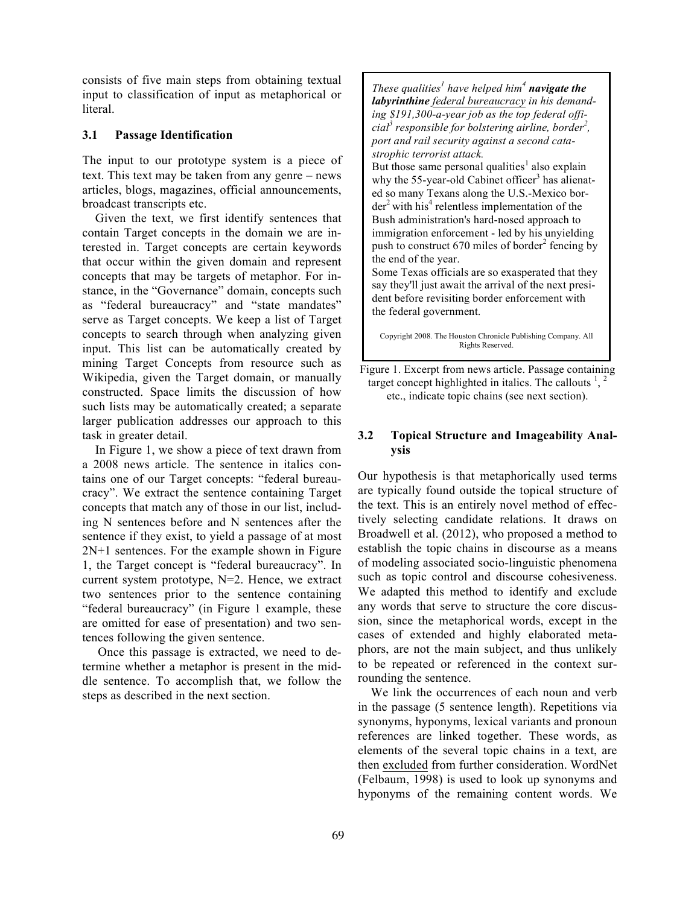consists of five main steps from obtaining textual input to classification of input as metaphorical or literal.

### 3.1 Passage Identification

The input to our prototype system is a piece of text. This text may be taken from any genre – news articles, blogs, magazines, official announcements, broadcast transcripts etc.

Given the text, we first identify sentences that contain Target concepts in the domain we are interested in. Target concepts are certain keywords that occur within the given domain and represent concepts that may be targets of metaphor. For instance, in the "Governance" domain, concepts such as "federal bureaucracy" and "state mandates" serve as Target concepts. We keep a list of Target concepts to search through when analyzing given input. This list can be automatically created by mining Target Concepts from resource such as Wikipedia, given the Target domain, or manually constructed. Space limits the discussion of how such lists may be automatically created; a separate larger publication addresses our approach to this task in greater detail.

In Figure 1, we show a piece of text drawn from a 2008 news article. The sentence in italics contains one of our Target concepts: "federal bureaucracy". We extract the sentence containing Target concepts that match any of those in our list, including N sentences before and N sentences after the sentence if they exist, to yield a passage of at most 2N+1 sentences. For the example shown in Figure 1, the Target concept is "federal bureaucracy". In current system prototype, N=2. Hence, we extract two sentences prior to the sentence containing "federal bureaucracy" (in Figure 1 example, these are omitted for ease of presentation) and two sentences following the given sentence.

Once this passage is extracted, we need to determine whether a metaphor is present in the middle sentence. To accomplish that, we follow the steps as described in the next section.

> *These qualities[1] have helped him[4] **navigate the labyrinthine** <u>federal bureaucracy</u> in his demanding $191,300-a-year job as the top federal official[3] responsible for bolstering airline, border[2], port and rail security against a second catastrophic terrorist attack.*
> But those same personal qualities[1] also explain why the 55-year-old Cabinet officer[3] has alienated so many Texans along the U.S.-Mexico border[2] with his[4] relentless implementation of the Bush administration's hard-nosed approach to immigration enforcement - led by his unyielding push to construct 670 miles of border[2] fencing by the end of the year.
> Some Texas officials are so exasperated that they say they'll just await the arrival of the next president before revisiting border enforcement with the federal government.
>
> Copyright 2008. The Houston Chronicle Publishing Company. All Rights Reserved.

Figure 1. Excerpt from news article. Passage containing target concept highlighted in italics. The callouts [1], [2] etc., indicate topic chains (see next section).

### 3.2 Topical Structure and Imageability Analysis

Our hypothesis is that metaphorically used terms are typically found outside the topical structure of the text. This is an entirely novel method of effectively selecting candidate relations. It draws on Broadwell et al. (2012), who proposed a method to establish the topic chains in discourse as a means of modeling associated socio-linguistic phenomena such as topic control and discourse cohesiveness. We adapted this method to identify and exclude any words that serve to structure the core discussion, since the metaphorical words, except in the cases of extended and highly elaborated metaphors, are not the main subject, and thus unlikely to be repeated or referenced in the context surrounding the sentence.

We link the occurrences of each noun and verb in the passage (5 sentence length). Repetitions via synonyms, hyponyms, lexical variants and pronoun references are linked together. These words, as elements of the several topic chains in a text, are then <u>excluded</u> from further consideration. WordNet (Felbaum, 1998) is used to look up synonyms and hyponyms of the remaining content words. We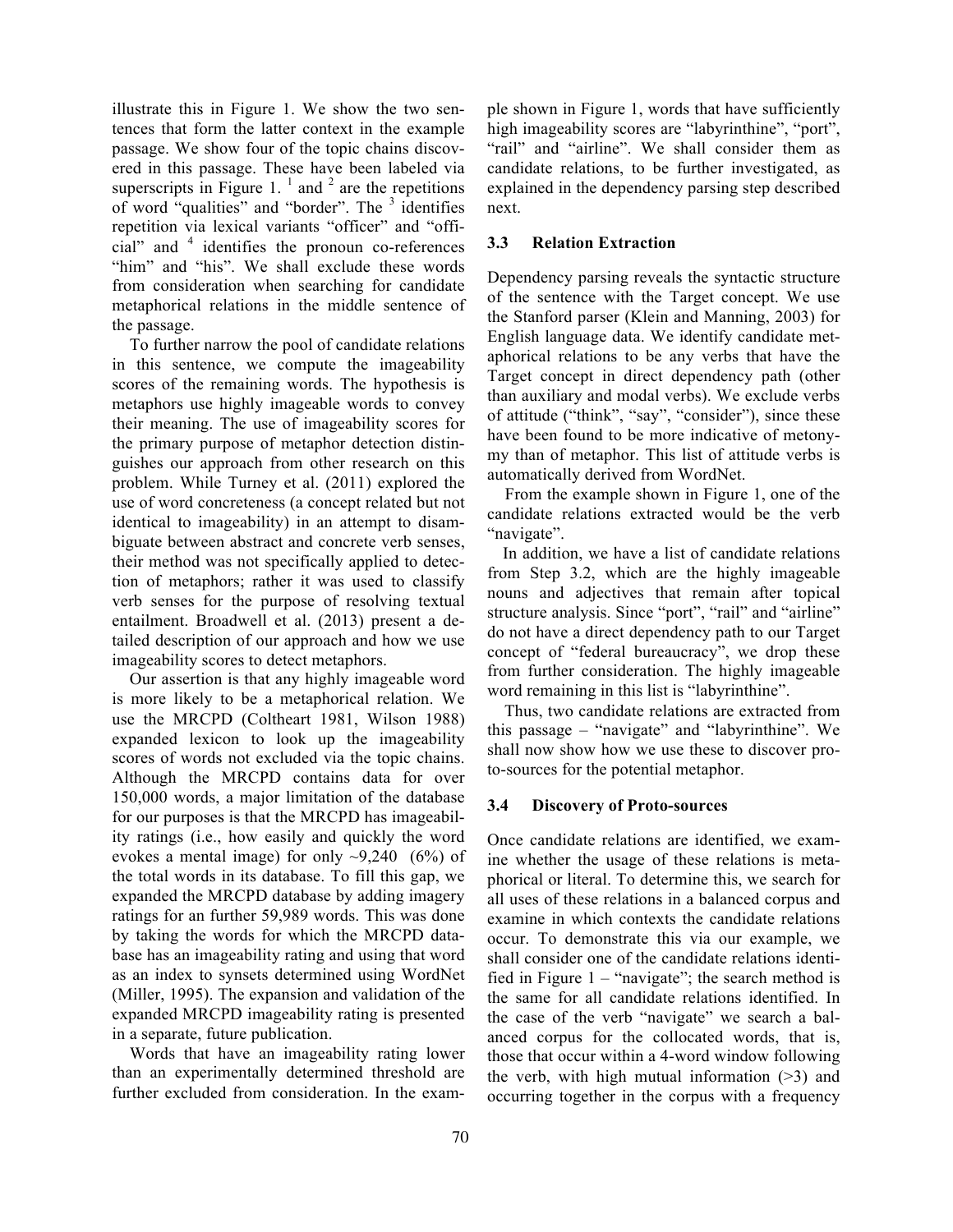illustrate this in Figure 1. We show the two sentences that form the latter context in the example passage. We show four of the topic chains discovered in this passage. These have been labeled via superscripts in Figure 1. [1] and [2] are the repetitions of word "qualities" and "border". The [3] identifies repetition via lexical variants "officer" and "official" and [4] identifies the pronoun co-references "him" and "his". We shall exclude these words from consideration when searching for candidate metaphorical relations in the middle sentence of the passage.

To further narrow the pool of candidate relations in this sentence, we compute the imageability scores of the remaining words. The hypothesis is metaphors use highly imageable words to convey their meaning. The use of imageability scores for the primary purpose of metaphor detection distinguishes our approach from other research on this problem. While Turney et al. (2011) explored the use of word concreteness (a concept related but not identical to imageability) in an attempt to disambiguate between abstract and concrete verb senses, their method was not specifically applied to detection of metaphors; rather it was used to classify verb senses for the purpose of resolving textual entailment. Broadwell et al. (2013) present a detailed description of our approach and how we use imageability scores to detect metaphors.

Our assertion is that any highly imageable word is more likely to be a metaphorical relation. We use the MRCPD (Coltheart 1981, Wilson 1988) expanded lexicon to look up the imageability scores of words not excluded via the topic chains. Although the MRCPD contains data for over 150,000 words, a major limitation of the database for our purposes is that the MRCPD has imageability ratings (i.e., how easily and quickly the word evokes a mental image) for only ~9,240 (6%) of the total words in its database. To fill this gap, we expanded the MRCPD database by adding imagery ratings for an further 59,989 words. This was done by taking the words for which the MRCPD database has an imageability rating and using that word as an index to synsets determined using WordNet (Miller, 1995). The expansion and validation of the expanded MRCPD imageability rating is presented in a separate, future publication.

Words that have an imageability rating lower than an experimentally determined threshold are further excluded from consideration. In the example shown in Figure 1, words that have sufficiently high imageability scores are "labyrinthine", "port", "rail" and "airline". We shall consider them as candidate relations, to be further investigated, as explained in the dependency parsing step described next.

### 3.3 Relation Extraction

Dependency parsing reveals the syntactic structure of the sentence with the Target concept. We use the Stanford parser (Klein and Manning, 2003) for English language data. We identify candidate metaphorical relations to be any verbs that have the Target concept in direct dependency path (other than auxiliary and modal verbs). We exclude verbs of attitude ("think", "say", "consider"), since these have been found to be more indicative of metonymy than of metaphor. This list of attitude verbs is automatically derived from WordNet.

From the example shown in Figure 1, one of the candidate relations extracted would be the verb "navigate".

In addition, we have a list of candidate relations from Step 3.2, which are the highly imageable nouns and adjectives that remain after topical structure analysis. Since "port", "rail" and "airline" do not have a direct dependency path to our Target concept of "federal bureaucracy", we drop these from further consideration. The highly imageable word remaining in this list is "labyrinthine".

Thus, two candidate relations are extracted from this passage – "navigate" and "labyrinthine". We shall now show how we use these to discover proto-sources for the potential metaphor.

### 3.4 Discovery of Proto-sources

Once candidate relations are identified, we examine whether the usage of these relations is metaphorical or literal. To determine this, we search for all uses of these relations in a balanced corpus and examine in which contexts the candidate relations occur. To demonstrate this via our example, we shall consider one of the candidate relations identified in Figure 1 – "navigate"; the search method is the same for all candidate relations identified. In the case of the verb "navigate" we search a balanced corpus for the collocated words, that is, those that occur within a 4-word window following the verb, with high mutual information (>3) and occurring together in the corpus with a frequency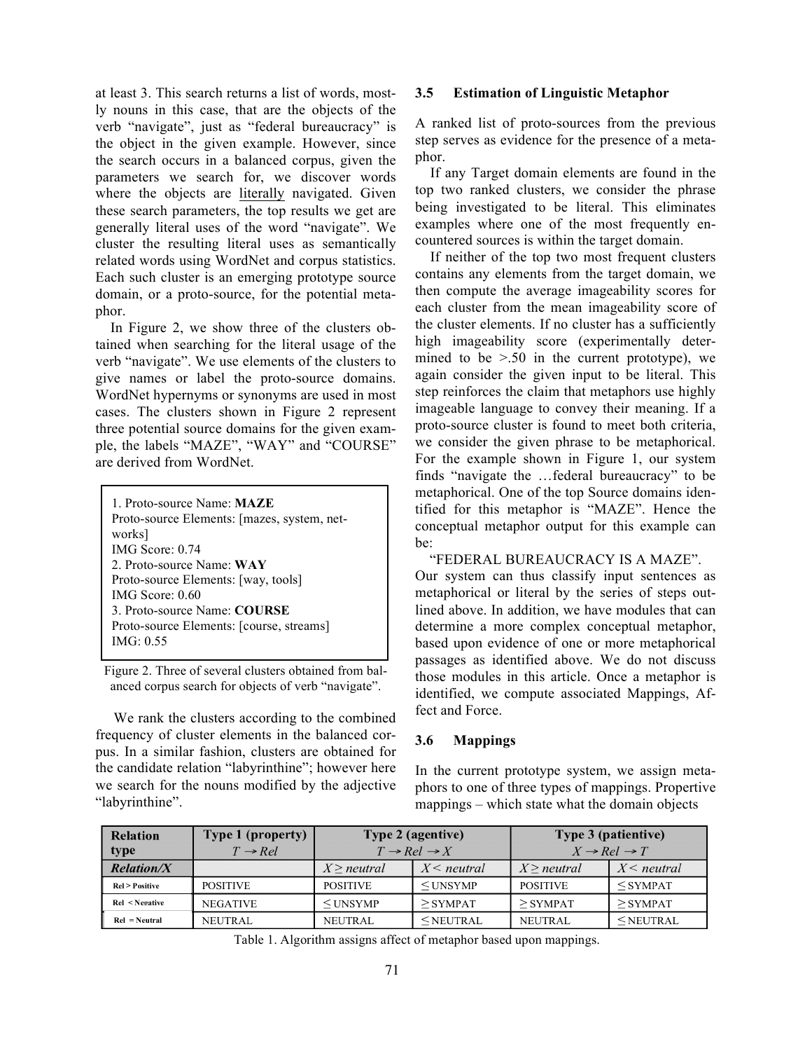at least 3. This search returns a list of words, mostly nouns in this case, that are the objects of the verb "navigate", just as "federal bureaucracy" is the object in the given example. However, since the search occurs in a balanced corpus, given the parameters we search for, we discover words where the objects are literally navigated. Given these search parameters, the top results we get are generally literal uses of the word "navigate". We cluster the resulting literal uses as semantically related words using WordNet and corpus statistics. Each such cluster is an emerging prototype source domain, or a proto-source, for the potential metaphor.

In Figure 2, we show three of the clusters obtained when searching for the literal usage of the verb "navigate". We use elements of the clusters to give names or label the proto-source domains. WordNet hypernyms or synonyms are used in most cases. The clusters shown in Figure 2 represent three potential source domains for the given example, the labels "MAZE", "WAY" and "COURSE" are derived from WordNet.

```
1. Proto-source Name: MAZE
Proto-source Elements: [mazes, system, networks]
IMG Score: 0.74
2. Proto-source Name: WAY
Proto-source Elements: [way, tools]
IMG Score: 0.60
3. Proto-source Name: COURSE
Proto-source Elements: [course, streams]
IMG: 0.55
```

Figure 2. Three of several clusters obtained from balanced corpus search for objects of verb "navigate".

We rank the clusters according to the combined frequency of cluster elements in the balanced corpus. In a similar fashion, clusters are obtained for the candidate relation "labyrinthine"; however here we search for the nouns modified by the adjective "labyrinthine".

### 3.5 Estimation of Linguistic Metaphor

A ranked list of proto-sources from the previous step serves as evidence for the presence of a metaphor.

If any Target domain elements are found in the top two ranked clusters, we consider the phrase being investigated to be literal. This eliminates examples where one of the most frequently encountered sources is within the target domain.

If neither of the top two most frequent clusters contains any elements from the target domain, we then compute the average imageability scores for each cluster from the mean imageability score of the cluster elements. If no cluster has a sufficiently high imageability score (experimentally determined to be >.50 in the current prototype), we again consider the given input to be literal. This step reinforces the claim that metaphors use highly imageable language to convey their meaning. If a proto-source cluster is found to meet both criteria, we consider the given phrase to be metaphorical. For the example shown in Figure 1, our system finds "navigate the …federal bureaucracy" to be metaphorical. One of the top Source domains identified for this metaphor is "MAZE". Hence the conceptual metaphor output for this example can be:

"FEDERAL BUREAUCRACY IS A MAZE".

Our system can thus classify input sentences as metaphorical or literal by the series of steps outlined above. In addition, we have modules that can determine a more complex conceptual metaphor, based upon evidence of one or more metaphorical passages as identified above. We do not discuss those modules in this article. Once a metaphor is identified, we compute associated Mappings, Affect and Force.

### 3.6 Mappings

In the current prototype system, we assign metaphors to one of three types of mappings. Propertive mappings – which state what the domain objects

| Relation type | Type 1 (property) $T \rightarrow Rel$ | Type 2 (agentive) $T \rightarrow Rel \rightarrow X$ | | Type 3 (patientive) $X \rightarrow Rel \rightarrow T$ | |
|---|---|---|---|---|---|
| ***Relation/X*** | | $X \geq neutral$ | $X < neutral$ | $X \geq neutral$ | $X < neutral$ |
| Rel > Positive | POSITIVE | POSITIVE | ≤ UNSYMP | POSITIVE | ≤ SYMPAT |
| Rel < Negative | NEGATIVE | ≤ UNSYMP | ≥ SYMPAT | ≥ SYMPAT | ≥ SYMPAT |
| Rel = Neutral | NEUTRAL | NEUTRAL | ≤ NEUTRAL | NEUTRAL | ≤ NEUTRAL |

Table 1. Algorithm assigns affect of metaphor based upon mappings.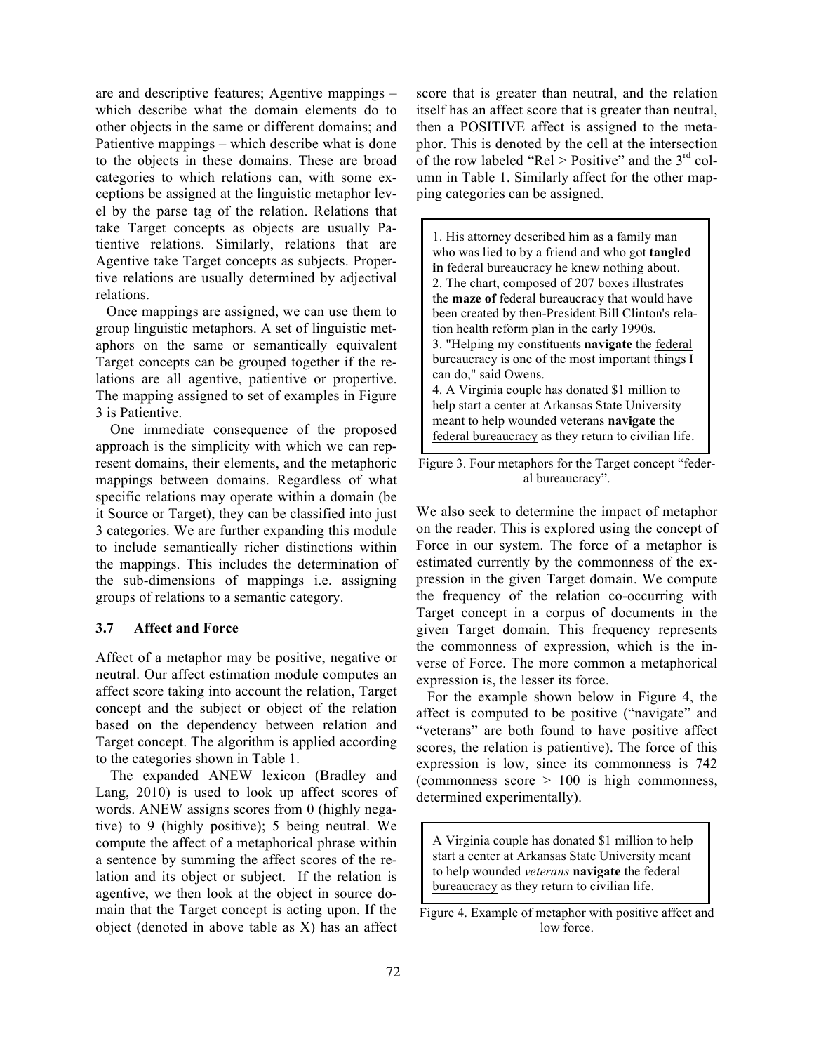are and descriptive features; Agentive mappings – which describe what the domain elements do to other objects in the same or different domains; and Patientive mappings – which describe what is done to the objects in these domains. These are broad categories to which relations can, with some exceptions be assigned at the linguistic metaphor level by the parse tag of the relation. Relations that take Target concepts as objects are usually Patientive relations. Similarly, relations that are Agentive take Target concepts as subjects. Propertive relations are usually determined by adjectival relations.

Once mappings are assigned, we can use them to group linguistic metaphors. A set of linguistic metaphors on the same or semantically equivalent Target concepts can be grouped together if the relations are all agentive, patientive or propertive. The mapping assigned to set of examples in Figure 3 is Patientive.

One immediate consequence of the proposed approach is the simplicity with which we can represent domains, their elements, and the metaphoric mappings between domains. Regardless of what specific relations may operate within a domain (be it Source or Target), they can be classified into just 3 categories. We are further expanding this module to include semantically richer distinctions within the mappings. This includes the determination of the sub-dimensions of mappings i.e. assigning groups of relations to a semantic category.

### 3.7 Affect and Force

Affect of a metaphor may be positive, negative or neutral. Our affect estimation module computes an affect score taking into account the relation, Target concept and the subject or object of the relation based on the dependency between relation and Target concept. The algorithm is applied according to the categories shown in Table 1.

The expanded ANEW lexicon (Bradley and Lang, 2010) is used to look up affect scores of words. ANEW assigns scores from 0 (highly negative) to 9 (highly positive); 5 being neutral. We compute the affect of a metaphorical phrase within a sentence by summing the affect scores of the relation and its object or subject. If the relation is agentive, we then look at the object in source domain that the Target concept is acting upon. If the object (denoted in above table as X) has an affect score that is greater than neutral, and the relation itself has an affect score that is greater than neutral, then a POSITIVE affect is assigned to the metaphor. This is denoted by the cell at the intersection of the row labeled "Rel > Positive" and the 3rd column in Table 1. Similarly affect for the other mapping categories can be assigned.

> 1. His attorney described him as a family man who was lied to by a friend and who got **tangled in** federal bureaucracy he knew nothing about.
> 2. The chart, composed of 207 boxes illustrates the **maze of** federal bureaucracy that would have been created by then-President Bill Clinton's relation health reform plan in the early 1990s.
> 3. "Helping my constituents **navigate** the federal bureaucracy is one of the most important things I can do," said Owens.
> 4. A Virginia couple has donated $1 million to help start a center at Arkansas State University meant to help wounded veterans **navigate** the federal bureaucracy as they return to civilian life.

Figure 3. Four metaphors for the Target concept "federal bureaucracy".

We also seek to determine the impact of metaphor on the reader. This is explored using the concept of Force in our system. The force of a metaphor is estimated currently by the commonness of the expression in the given Target domain. We compute the frequency of the relation co-occurring with Target concept in a corpus of documents in the given Target domain. This frequency represents the commonness of expression, which is the inverse of Force. The more common a metaphorical expression is, the lesser its force.

For the example shown below in Figure 4, the affect is computed to be positive ("navigate" and "veterans" are both found to have positive affect scores, the relation is patientive). The force of this expression is low, since its commonness is 742 (commonness score > 100 is high commonness, determined experimentally).

> A Virginia couple has donated $1 million to help start a center at Arkansas State University meant to help wounded *veterans* **navigate** the federal bureaucracy as they return to civilian life.

Figure 4. Example of metaphor with positive affect and low force.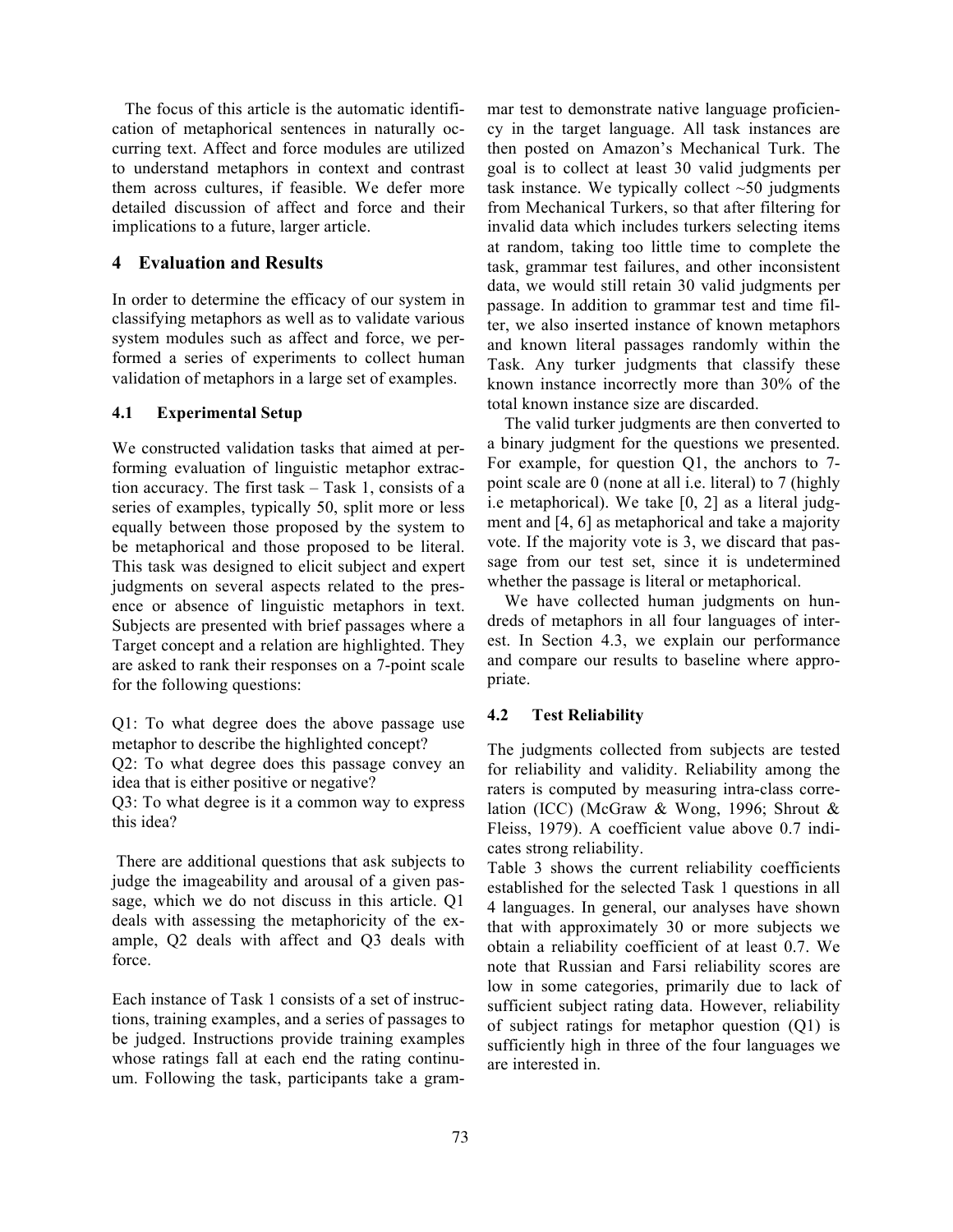The focus of this article is the automatic identification of metaphorical sentences in naturally occurring text. Affect and force modules are utilized to understand metaphors in context and contrast them across cultures, if feasible. We defer more detailed discussion of affect and force and their implications to a future, larger article.

## 4 Evaluation and Results

In order to determine the efficacy of our system in classifying metaphors as well as to validate various system modules such as affect and force, we performed a series of experiments to collect human validation of metaphors in a large set of examples.

### 4.1 Experimental Setup

We constructed validation tasks that aimed at performing evaluation of linguistic metaphor extraction accuracy. The first task – Task 1, consists of a series of examples, typically 50, split more or less equally between those proposed by the system to be metaphorical and those proposed to be literal. This task was designed to elicit subject and expert judgments on several aspects related to the presence or absence of linguistic metaphors in text. Subjects are presented with brief passages where a Target concept and a relation are highlighted. They are asked to rank their responses on a 7-point scale for the following questions:

Q1: To what degree does the above passage use metaphor to describe the highlighted concept?
Q2: To what degree does this passage convey an idea that is either positive or negative?
Q3: To what degree is it a common way to express this idea?

There are additional questions that ask subjects to judge the imageability and arousal of a given passage, which we do not discuss in this article. Q1 deals with assessing the metaphoricity of the example, Q2 deals with affect and Q3 deals with force.

Each instance of Task 1 consists of a set of instructions, training examples, and a series of passages to be judged. Instructions provide training examples whose ratings fall at each end the rating continuum. Following the task, participants take a grammar test to demonstrate native language proficiency in the target language. All task instances are then posted on Amazon's Mechanical Turk. The goal is to collect at least 30 valid judgments per task instance. We typically collect ~50 judgments from Mechanical Turkers, so that after filtering for invalid data which includes turkers selecting items at random, taking too little time to complete the task, grammar test failures, and other inconsistent data, we would still retain 30 valid judgments per passage. In addition to grammar test and time filter, we also inserted instance of known metaphors and known literal passages randomly within the Task. Any turker judgments that classify these known instance incorrectly more than 30% of the total known instance size are discarded.

The valid turker judgments are then converted to a binary judgment for the questions we presented. For example, for question Q1, the anchors to 7-point scale are 0 (none at all i.e. literal) to 7 (highly i.e metaphorical). We take [0, 2] as a literal judgment and [4, 6] as metaphorical and take a majority vote. If the majority vote is 3, we discard that passage from our test set, since it is undetermined whether the passage is literal or metaphorical.

We have collected human judgments on hundreds of metaphors in all four languages of interest. In Section 4.3, we explain our performance and compare our results to baseline where appropriate.

### 4.2 Test Reliability

The judgments collected from subjects are tested for reliability and validity. Reliability among the raters is computed by measuring intra-class correlation (ICC) (McGraw & Wong, 1996; Shrout & Fleiss, 1979). A coefficient value above 0.7 indicates strong reliability.

Table 3 shows the current reliability coefficients established for the selected Task 1 questions in all 4 languages. In general, our analyses have shown that with approximately 30 or more subjects we obtain a reliability coefficient of at least 0.7. We note that Russian and Farsi reliability scores are low in some categories, primarily due to lack of sufficient subject rating data. However, reliability of subject ratings for metaphor question (Q1) is sufficiently high in three of the four languages we are interested in.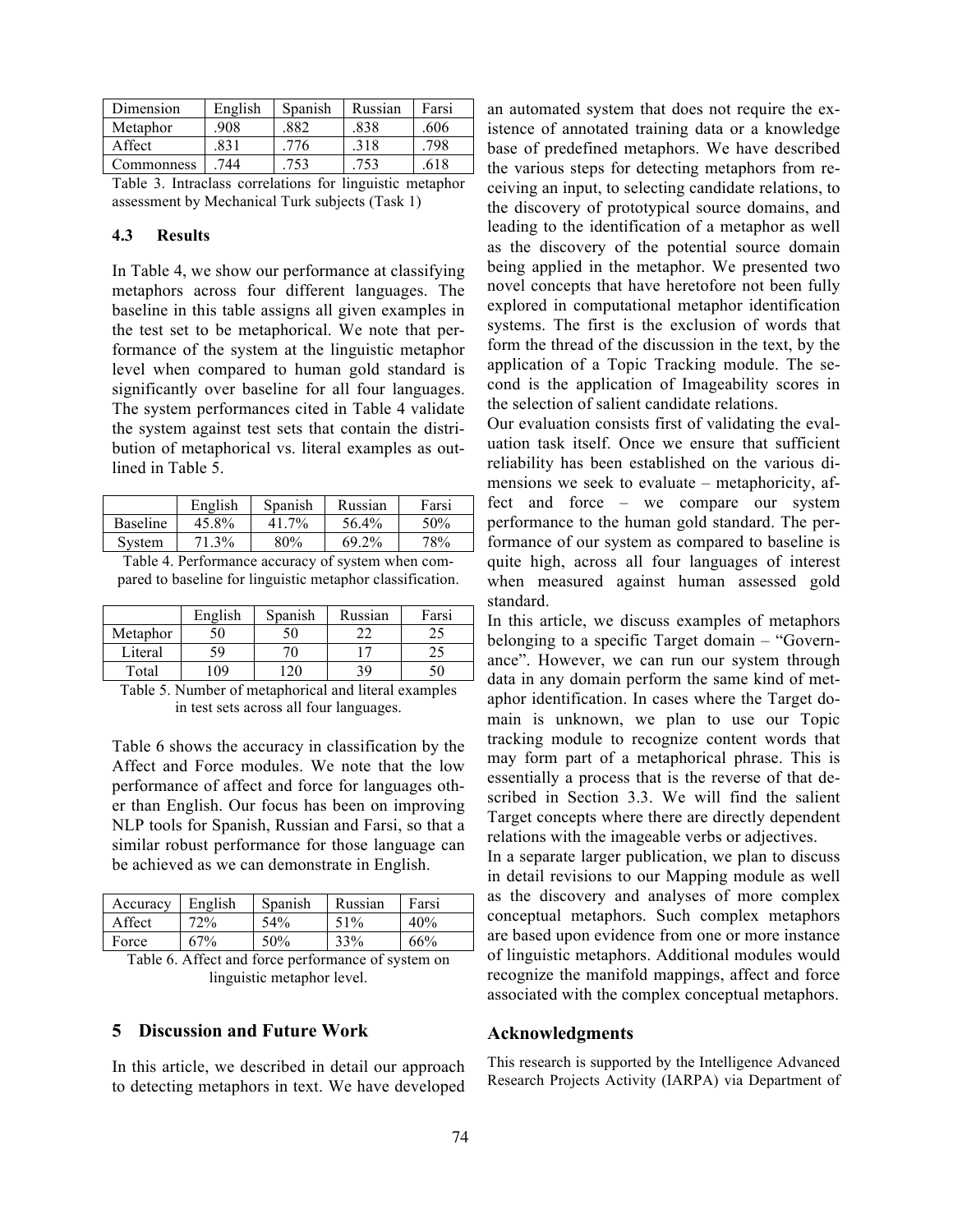| Dimension | English | Spanish | Russian | Farsi |
| --- | --- | --- | --- | --- |
| Metaphor | .908 | .882 | .838 | .606 |
| Affect | .831 | .776 | .318 | .798 |
| Commonness | .744 | .753 | .753 | .618 |

Table 3. Intraclass correlations for linguistic metaphor assessment by Mechanical Turk subjects (Task 1)

### 4.3 Results

In Table 4, we show our performance at classifying metaphors across four different languages. The baseline in this table assigns all given examples in the test set to be metaphorical. We note that performance of the system at the linguistic metaphor level when compared to human gold standard is significantly over baseline for all four languages. The system performances cited in Table 4 validate the system against test sets that contain the distribution of metaphorical vs. literal examples as outlined in Table 5.

| | English | Spanish | Russian | Farsi |
| --- | --- | --- | --- | --- |
| Baseline | 45.8% | 41.7% | 56.4% | 50% |
| System | 71.3% | 80% | 69.2% | 78% |

Table 4. Performance accuracy of system when compared to baseline for linguistic metaphor classification.

| | English | Spanish | Russian | Farsi |
| --- | --- | --- | --- | --- |
| Metaphor | 50 | 50 | 22 | 25 |
| Literal | 59 | 70 | 17 | 25 |
| Total | 109 | 120 | 39 | 50 |

Table 5. Number of metaphorical and literal examples in test sets across all four languages.

Table 6 shows the accuracy in classification by the Affect and Force modules. We note that the low performance of affect and force for languages other than English. Our focus has been on improving NLP tools for Spanish, Russian and Farsi, so that a similar robust performance for those language can be achieved as we can demonstrate in English.

| Accuracy | English | Spanish | Russian | Farsi |
| --- | --- | --- | --- | --- |
| Affect | 72% | 54% | 51% | 40% |
| Force | 67% | 50% | 33% | 66% |

Table 6. Affect and force performance of system on linguistic metaphor level.

## 5 Discussion and Future Work

In this article, we described in detail our approach to detecting metaphors in text. We have developed an automated system that does not require the existence of annotated training data or a knowledge base of predefined metaphors. We have described the various steps for detecting metaphors from receiving an input, to selecting candidate relations, to the discovery of prototypical source domains, and leading to the identification of a metaphor as well as the discovery of the potential source domain being applied in the metaphor. We presented two novel concepts that have heretofore not been fully explored in computational metaphor identification systems. The first is the exclusion of words that form the thread of the discussion in the text, by the application of a Topic Tracking module. The second is the application of Imageability scores in the selection of salient candidate relations.

Our evaluation consists first of validating the evaluation task itself. Once we ensure that sufficient reliability has been established on the various dimensions we seek to evaluate – metaphoricity, affect and force – we compare our system performance to the human gold standard. The performance of our system as compared to baseline is quite high, across all four languages of interest when measured against human assessed gold standard.

In this article, we discuss examples of metaphors belonging to a specific Target domain – "Governance". However, we can run our system through data in any domain perform the same kind of metaphor identification. In cases where the Target domain is unknown, we plan to use our Topic tracking module to recognize content words that may form part of a metaphorical phrase. This is essentially a process that is the reverse of that described in Section 3.3. We will find the salient Target concepts where there are directly dependent relations with the imageable verbs or adjectives.

In a separate larger publication, we plan to discuss in detail revisions to our Mapping module as well as the discovery and analyses of more complex conceptual metaphors. Such complex metaphors are based upon evidence from one or more instance of linguistic metaphors. Additional modules would recognize the manifold mappings, affect and force associated with the complex conceptual metaphors.

## Acknowledgments

This research is supported by the Intelligence Advanced Research Projects Activity (IARPA) via Department of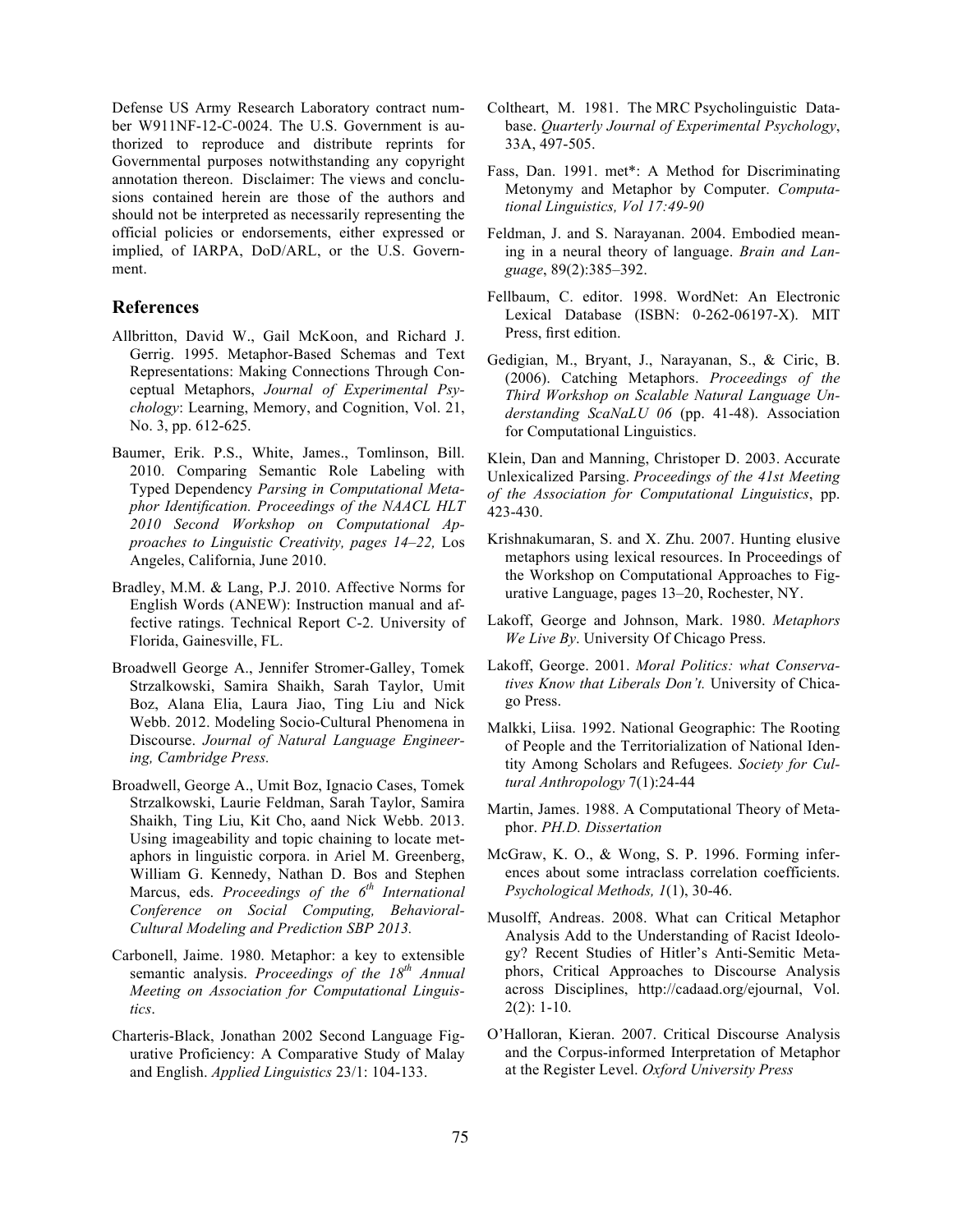Defense US Army Research Laboratory contract number W911NF-12-C-0024. The U.S. Government is authorized to reproduce and distribute reprints for Governmental purposes notwithstanding any copyright annotation thereon. Disclaimer: The views and conclusions contained herein are those of the authors and should not be interpreted as necessarily representing the official policies or endorsements, either expressed or implied, of IARPA, DoD/ARL, or the U.S. Government.

## References

Allbritton, David W., Gail McKoon, and Richard J. Gerrig. 1995. Metaphor-Based Schemas and Text Representations: Making Connections Through Conceptual Metaphors, *Journal of Experimental Psychology*: Learning, Memory, and Cognition, Vol. 21, No. 3, pp. 612-625.

Baumer, Erik. P.S., White, James., Tomlinson, Bill. 2010. Comparing Semantic Role Labeling with Typed Dependency *Parsing in Computational Metaphor Identification. Proceedings of the NAACL HLT 2010 Second Workshop on Computational Approaches to Linguistic Creativity, pages 14–22,* Los Angeles, California, June 2010.

Bradley, M.M. & Lang, P.J. 2010. Affective Norms for English Words (ANEW): Instruction manual and affective ratings. Technical Report C-2. University of Florida, Gainesville, FL.

Broadwell George A., Jennifer Stromer-Galley, Tomek Strzalkowski, Samira Shaikh, Sarah Taylor, Umit Boz, Alana Elia, Laura Jiao, Ting Liu and Nick Webb. 2012. Modeling Socio-Cultural Phenomena in Discourse. *Journal of Natural Language Engineering, Cambridge Press.*

Broadwell, George A., Umit Boz, Ignacio Cases, Tomek Strzalkowski, Laurie Feldman, Sarah Taylor, Samira Shaikh, Ting Liu, Kit Cho, aand Nick Webb. 2013. Using imageability and topic chaining to locate metaphors in linguistic corpora. in Ariel M. Greenberg, William G. Kennedy, Nathan D. Bos and Stephen Marcus, eds. *Proceedings of the 6th International Conference on Social Computing, Behavioral-Cultural Modeling and Prediction SBP 2013.*

Carbonell, Jaime. 1980. Metaphor: a key to extensible semantic analysis. *Proceedings of the 18th Annual Meeting on Association for Computational Linguistics*.

Charteris-Black, Jonathan 2002 Second Language Figurative Proficiency: A Comparative Study of Malay and English. *Applied Linguistics* 23/1: 104-133.

Coltheart, M. 1981. The MRC Psycholinguistic Database. *Quarterly Journal of Experimental Psychology*, 33A, 497-505.

Fass, Dan. 1991. met*: A Method for Discriminating Metonymy and Metaphor by Computer. *Computational Linguistics, Vol 17:49-90*

Feldman, J. and S. Narayanan. 2004. Embodied meaning in a neural theory of language. *Brain and Language*, 89(2):385–392.

Fellbaum, C. editor. 1998. WordNet: An Electronic Lexical Database (ISBN: 0-262-06197-X). MIT Press, first edition.

Gedigian, M., Bryant, J., Narayanan, S., & Ciric, B. (2006). Catching Metaphors. *Proceedings of the Third Workshop on Scalable Natural Language Understanding ScaNaLU 06* (pp. 41-48). Association for Computational Linguistics.

Klein, Dan and Manning, Christoper D. 2003. Accurate Unlexicalized Parsing. *Proceedings of the 41st Meeting of the Association for Computational Linguistics*, pp. 423-430.

Krishnakumaran, S. and X. Zhu. 2007. Hunting elusive metaphors using lexical resources. In Proceedings of the Workshop on Computational Approaches to Figurative Language, pages 13–20, Rochester, NY.

Lakoff, George and Johnson, Mark. 1980. *Metaphors We Live By*. University Of Chicago Press.

Lakoff, George. 2001. *Moral Politics: what Conservatives Know that Liberals Don't.* University of Chicago Press.

Malkki, Liisa. 1992. National Geographic: The Rooting of People and the Territorialization of National Identity Among Scholars and Refugees. *Society for Cultural Anthropology* 7(1):24-44

Martin, James. 1988. A Computational Theory of Metaphor. *PH.D. Dissertation*

McGraw, K. O., & Wong, S. P. 1996. Forming inferences about some intraclass correlation coefficients. *Psychological Methods, 1*(1), 30-46.

Musolff, Andreas. 2008. What can Critical Metaphor Analysis Add to the Understanding of Racist Ideology? Recent Studies of Hitler's Anti-Semitic Metaphors, Critical Approaches to Discourse Analysis across Disciplines, http://cadaad.org/ejournal, Vol. 2(2): 1-10.

O'Halloran, Kieran. 2007. Critical Discourse Analysis and the Corpus-informed Interpretation of Metaphor at the Register Level. *Oxford University Press*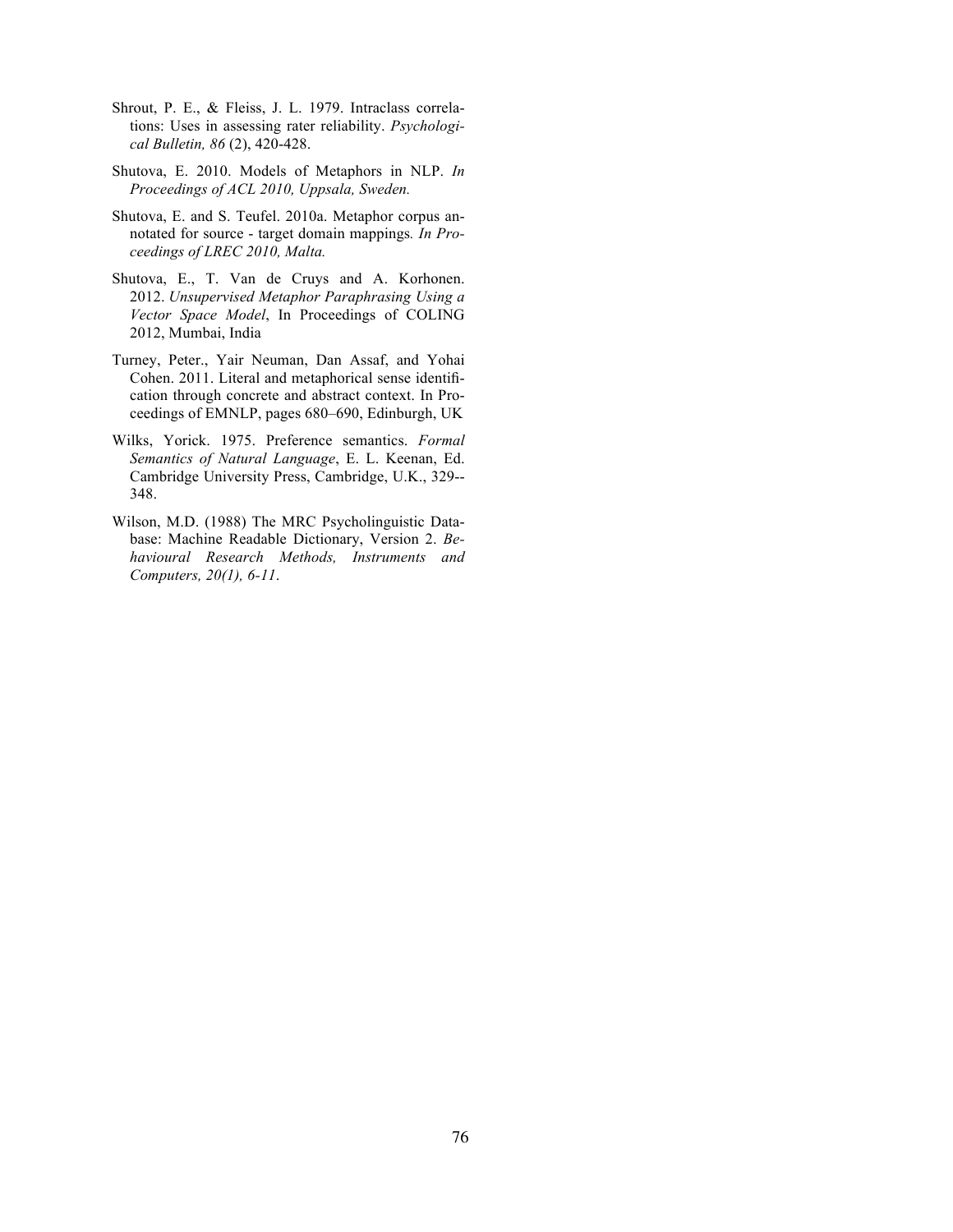Shrout, P. E., & Fleiss, J. L. 1979. Intraclass correlations: Uses in assessing rater reliability. *Psychological Bulletin, 86* (2), 420-428.

Shutova, E. 2010. Models of Metaphors in NLP. *In Proceedings of ACL 2010, Uppsala, Sweden.*

Shutova, E. and S. Teufel. 2010a. Metaphor corpus annotated for source - target domain mappings. *In Proceedings of LREC 2010, Malta.*

Shutova, E., T. Van de Cruys and A. Korhonen. 2012. *Unsupervised Metaphor Paraphrasing Using a Vector Space Model*, In Proceedings of COLING 2012, Mumbai, India

Turney, Peter., Yair Neuman, Dan Assaf, and Yohai Cohen. 2011. Literal and metaphorical sense identification through concrete and abstract context. In Proceedings of EMNLP, pages 680–690, Edinburgh, UK

Wilks, Yorick. 1975. Preference semantics. *Formal Semantics of Natural Language*, E. L. Keenan, Ed. Cambridge University Press, Cambridge, U.K., 329--348.

Wilson, M.D. (1988) The MRC Psycholinguistic Database: Machine Readable Dictionary, Version 2. *Behavioural Research Methods, Instruments and Computers, 20(1), 6-11*.